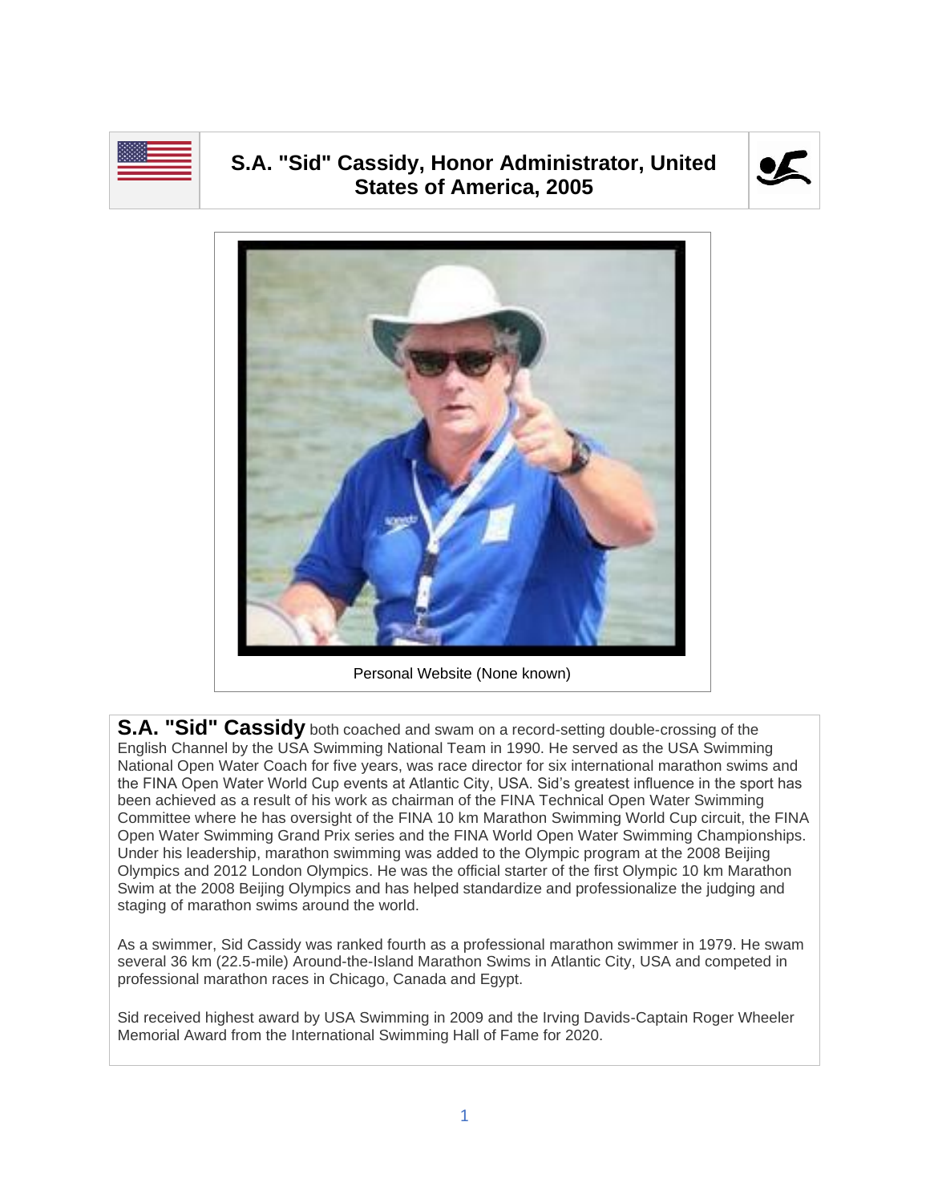# S.A. "Sid" Cassidy, Honor Administrator, United States of America, 2005

Personal Website (None known)

**S.A. "Sid" Cassidy** both coached and swam on a record-setting double-crossing of the English Channel by the USA Swimming National Team in 1990. He served as the USA Swimming National Open Water Coach for five years, was race director for six international marathon swims and the FINA Open Water World Cup events at Atlantic City, USA. Sid's greatest influence in the sport has been achieved as a result of his work as chairman of the FINA Technical Open Water Swimming Committee where he has oversight of the FINA 10 km Marathon Swimming World Cup circuit, the FINA Open Water Swimming Grand Prix series and the FINA World Open Water Swimming Championships. Under his leadership, marathon swimming was added to the Olympic program at the 2008 Beijing Olympics and 2012 London Olympics. He was the official starter of the first Olympic 10 km Marathon Swim at the 2008 Beijing Olympics and has helped standardize and professionalize the judging and staging of marathon swims around the world.

As a swimmer, Sid Cassidy was ranked fourth as a professional marathon swimmer in 1979. He swam several 36 km (22.5-mile) Around-the-Island Marathon Swims in Atlantic City, USA and competed in professional marathon races in Chicago, Canada and Egypt.

Sid received highest award by USA Swimming in 2009 and the Irving Davids-Captain Roger Wheeler Memorial Award from the International Swimming Hall of Fame for 2020.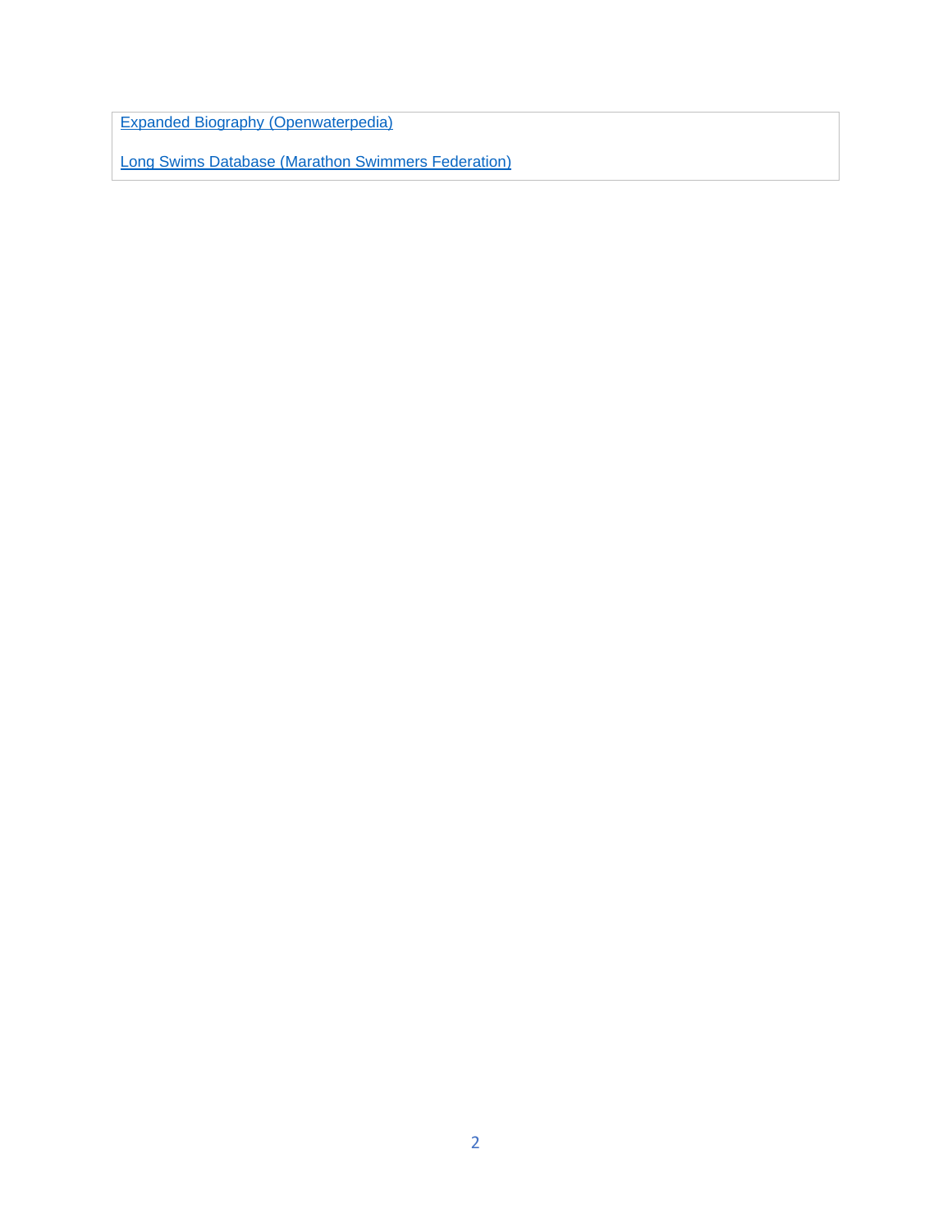Expanded Biography (Openwaterpedia)

Long Swims Database (Marathon Swimmers Federation)